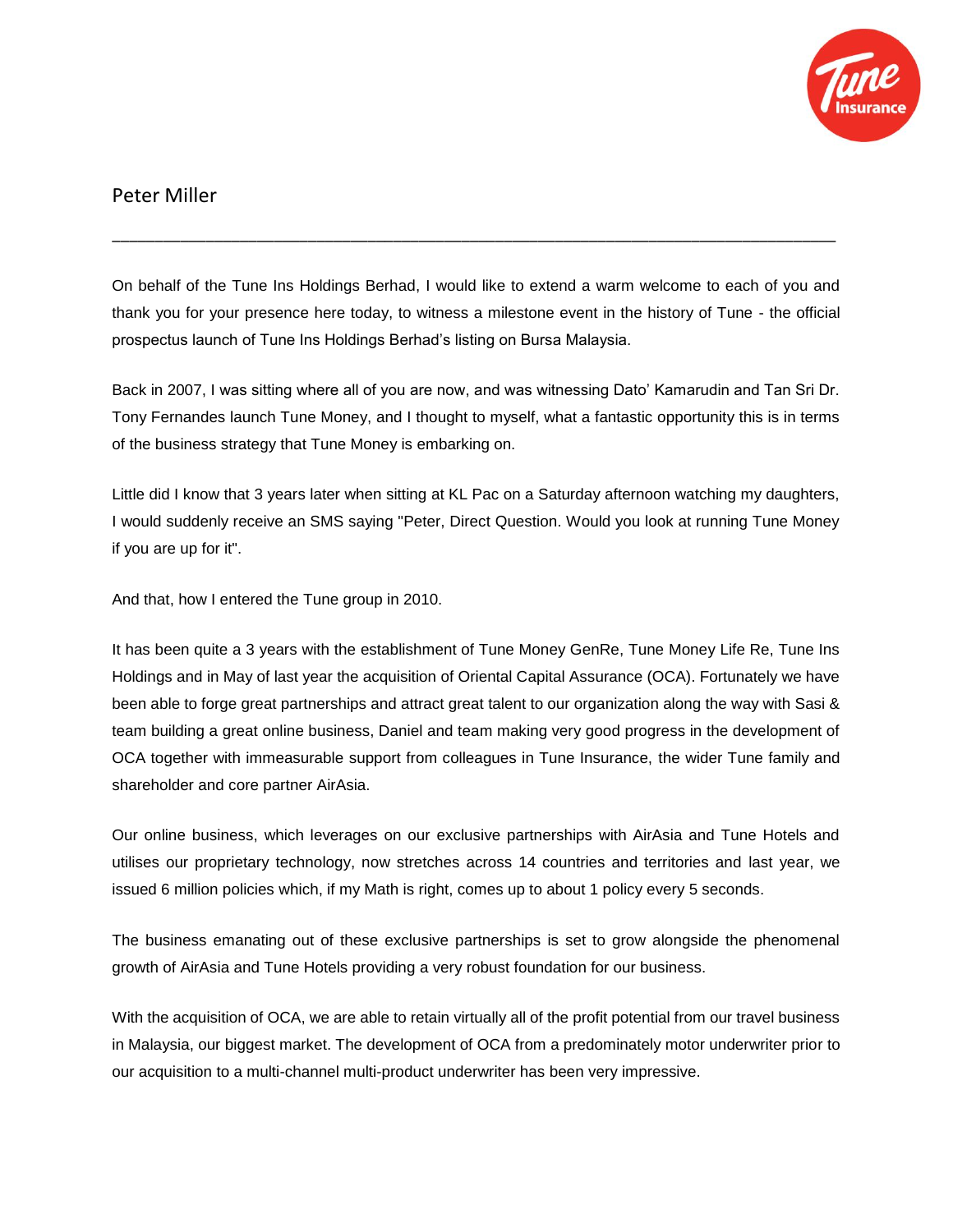Peter Miller

---

On behalf of the Tune Ins Holdings Berhad, I would like to extend a warm welcome to each of you and thank you for your presence here today, to witness a milestone event in the history of Tune - the official prospectus launch of Tune Ins Holdings Berhad's listing on Bursa Malaysia.

Back in 2007, I was sitting where all of you are now, and was witnessing Dato' Kamarudin and Tan Sri Dr. Tony Fernandes launch Tune Money, and I thought to myself, what a fantastic opportunity this is in terms of the business strategy that Tune Money is embarking on.

Little did I know that 3 years later when sitting at KL Pac on a Saturday afternoon watching my daughters, I would suddenly receive an SMS saying "Peter, Direct Question. Would you look at running Tune Money if you are up for it".

And that, how I entered the Tune group in 2010.

It has been quite a 3 years with the establishment of Tune Money GenRe, Tune Money Life Re, Tune Ins Holdings and in May of last year the acquisition of Oriental Capital Assurance (OCA). Fortunately we have been able to forge great partnerships and attract great talent to our organization along the way with Sasi & team building a great online business, Daniel and team making very good progress in the development of OCA together with immeasurable support from colleagues in Tune Insurance, the wider Tune family and shareholder and core partner AirAsia.

Our online business, which leverages on our exclusive partnerships with AirAsia and Tune Hotels and utilises our proprietary technology, now stretches across 14 countries and territories and last year, we issued 6 million policies which, if my Math is right, comes up to about 1 policy every 5 seconds.

The business emanating out of these exclusive partnerships is set to grow alongside the phenomenal growth of AirAsia and Tune Hotels providing a very robust foundation for our business.

With the acquisition of OCA, we are able to retain virtually all of the profit potential from our travel business in Malaysia, our biggest market. The development of OCA from a predominately motor underwriter prior to our acquisition to a multi-channel multi-product underwriter has been very impressive.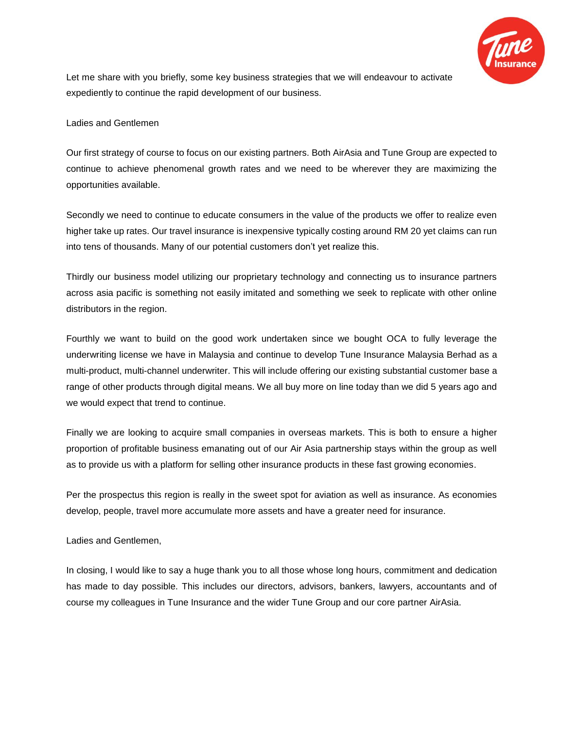Let me share with you briefly, some key business strategies that we will endeavour to activate expediently to continue the rapid development of our business.

Ladies and Gentlemen

Our first strategy of course to focus on our existing partners. Both AirAsia and Tune Group are expected to continue to achieve phenomenal growth rates and we need to be wherever they are maximizing the opportunities available.

Secondly we need to continue to educate consumers in the value of the products we offer to realize even higher take up rates. Our travel insurance is inexpensive typically costing around RM 20 yet claims can run into tens of thousands. Many of our potential customers don't yet realize this.

Thirdly our business model utilizing our proprietary technology and connecting us to insurance partners across asia pacific is something not easily imitated and something we seek to replicate with other online distributors in the region.

Fourthly we want to build on the good work undertaken since we bought OCA to fully leverage the underwriting license we have in Malaysia and continue to develop Tune Insurance Malaysia Berhad as a multi-product, multi-channel underwriter. This will include offering our existing substantial customer base a range of other products through digital means. We all buy more on line today than we did 5 years ago and we would expect that trend to continue.

Finally we are looking to acquire small companies in overseas markets. This is both to ensure a higher proportion of profitable business emanating out of our Air Asia partnership stays within the group as well as to provide us with a platform for selling other insurance products in these fast growing economies.

Per the prospectus this region is really in the sweet spot for aviation as well as insurance. As economies develop, people, travel more accumulate more assets and have a greater need for insurance.

Ladies and Gentlemen,

In closing, I would like to say a huge thank you to all those whose long hours, commitment and dedication has made to day possible. This includes our directors, advisors, bankers, lawyers, accountants and of course my colleagues in Tune Insurance and the wider Tune Group and our core partner AirAsia.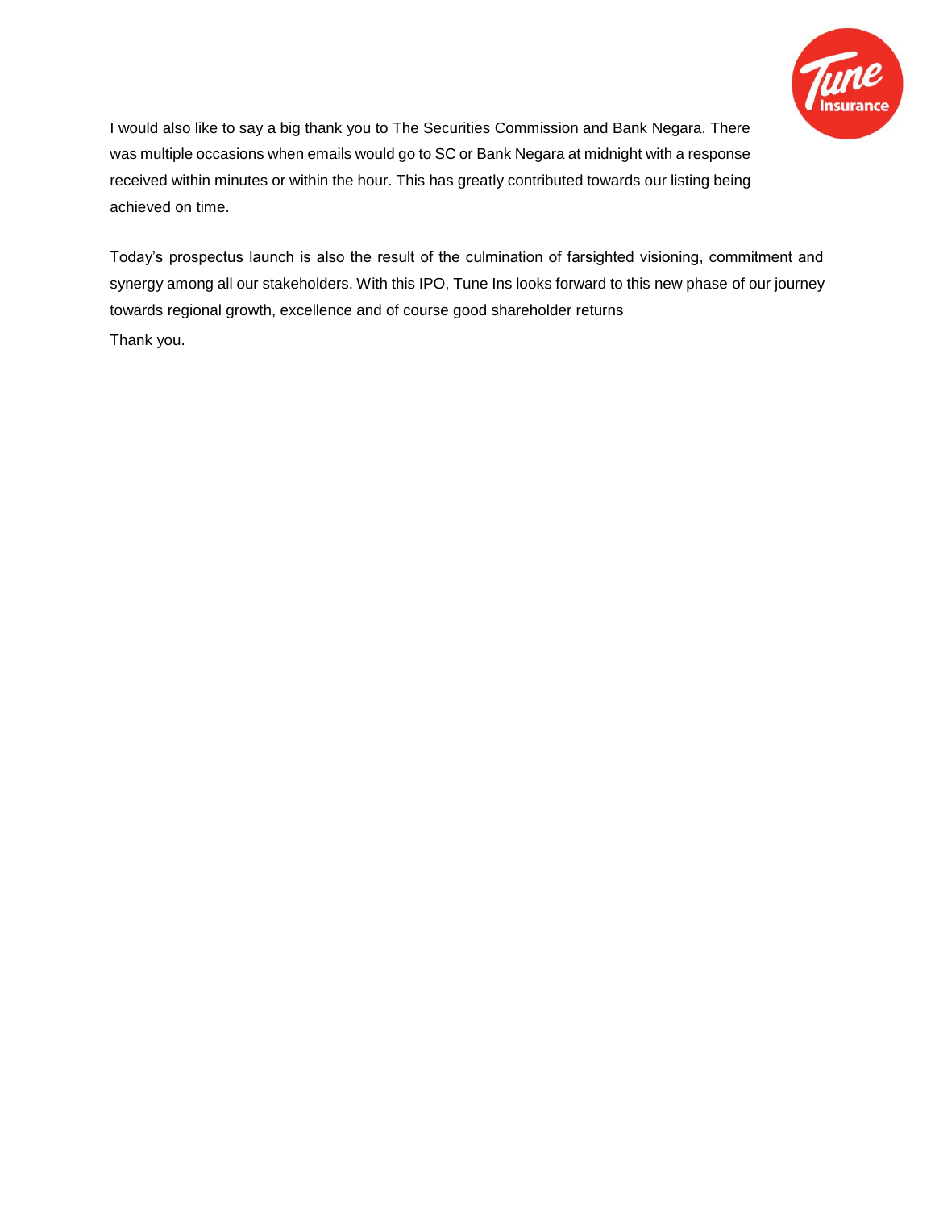I would also like to say a big thank you to The Securities Commission and Bank Negara. There was multiple occasions when emails would go to SC or Bank Negara at midnight with a response received within minutes or within the hour. This has greatly contributed towards our listing being achieved on time.

Today's prospectus launch is also the result of the culmination of farsighted visioning, commitment and synergy among all our stakeholders. With this IPO, Tune Ins looks forward to this new phase of our journey towards regional growth, excellence and of course good shareholder returns

Thank you.